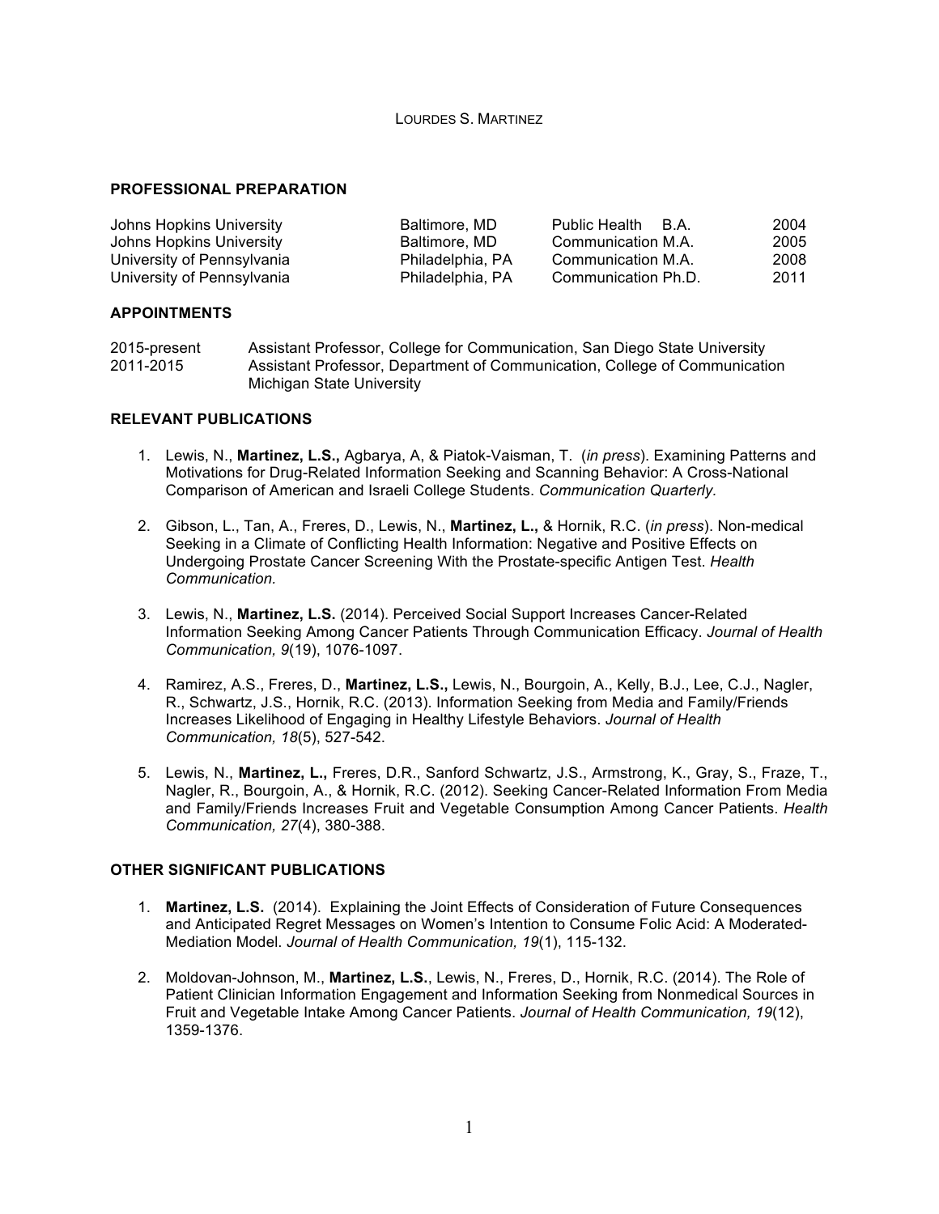# LOURDES S. MARTINEZ

## PROFESSIONAL PREPARATION

| | | | |
|---|---|---|---|
| Johns Hopkins University | Baltimore, MD | Public Health B.A. | 2004 |
| Johns Hopkins University | Baltimore, MD | Communication M.A. | 2005 |
| University of Pennsylvania | Philadelphia, PA | Communication M.A. | 2008 |
| University of Pennsylvania | Philadelphia, PA | Communication Ph.D. | 2011 |

## APPOINTMENTS

| | |
|---|---|
| 2015-present | Assistant Professor, College for Communication, San Diego State University |
| 2011-2015 | Assistant Professor, Department of Communication, College of Communication Michigan State University |

## RELEVANT PUBLICATIONS

1. Lewis, N., **Martinez, L.S.,** Agbarya, A, & Piatok-Vaisman, T. (*in press*). Examining Patterns and Motivations for Drug-Related Information Seeking and Scanning Behavior: A Cross-National Comparison of American and Israeli College Students. *Communication Quarterly.*

2. Gibson, L., Tan, A., Freres, D., Lewis, N., **Martinez, L.,** & Hornik, R.C. (*in press*). Non-medical Seeking in a Climate of Conflicting Health Information: Negative and Positive Effects on Undergoing Prostate Cancer Screening With the Prostate-specific Antigen Test. *Health Communication.*

3. Lewis, N., **Martinez, L.S.** (2014). Perceived Social Support Increases Cancer-Related Information Seeking Among Cancer Patients Through Communication Efficacy. *Journal of Health Communication, 9*(19), 1076-1097.

4. Ramirez, A.S., Freres, D., **Martinez, L.S.,** Lewis, N., Bourgoin, A., Kelly, B.J., Lee, C.J., Nagler, R., Schwartz, J.S., Hornik, R.C. (2013). Information Seeking from Media and Family/Friends Increases Likelihood of Engaging in Healthy Lifestyle Behaviors. *Journal of Health Communication, 18*(5), 527-542.

5. Lewis, N., **Martinez, L.,** Freres, D.R., Sanford Schwartz, J.S., Armstrong, K., Gray, S., Fraze, T., Nagler, R., Bourgoin, A., & Hornik, R.C. (2012). Seeking Cancer-Related Information From Media and Family/Friends Increases Fruit and Vegetable Consumption Among Cancer Patients. *Health Communication, 27*(4), 380-388.

## OTHER SIGNIFICANT PUBLICATIONS

1. **Martinez, L.S.** (2014). Explaining the Joint Effects of Consideration of Future Consequences and Anticipated Regret Messages on Women's Intention to Consume Folic Acid: A Moderated-Mediation Model. *Journal of Health Communication, 19*(1), 115-132.

2. Moldovan-Johnson, M., **Martinez, L.S.**, Lewis, N., Freres, D., Hornik, R.C. (2014). The Role of Patient Clinician Information Engagement and Information Seeking from Nonmedical Sources in Fruit and Vegetable Intake Among Cancer Patients. *Journal of Health Communication, 19*(12), 1359-1376.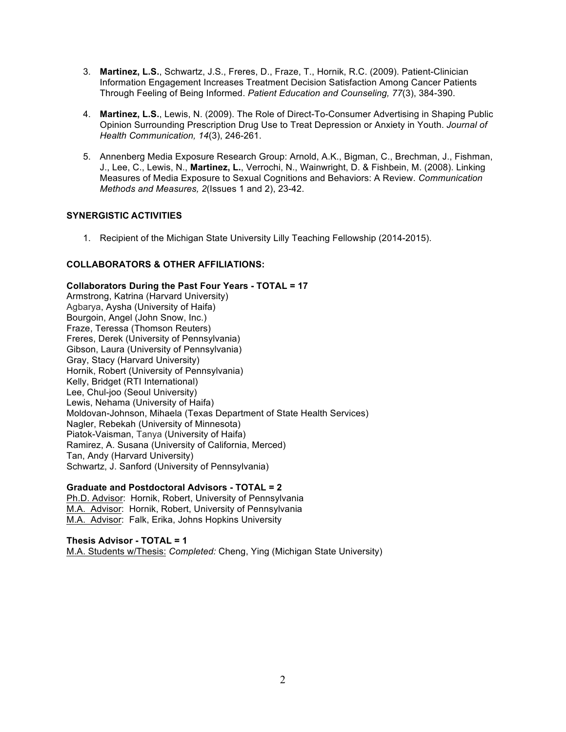3. **Martinez, L.S.**, Schwartz, J.S., Freres, D., Fraze, T., Hornik, R.C. (2009). Patient-Clinician Information Engagement Increases Treatment Decision Satisfaction Among Cancer Patients Through Feeling of Being Informed. *Patient Education and Counseling, 77*(3), 384-390.

4. **Martinez, L.S.**, Lewis, N. (2009). The Role of Direct-To-Consumer Advertising in Shaping Public Opinion Surrounding Prescription Drug Use to Treat Depression or Anxiety in Youth. *Journal of Health Communication, 14*(3), 246-261.

5. Annenberg Media Exposure Research Group: Arnold, A.K., Bigman, C., Brechman, J., Fishman, J., Lee, C., Lewis, N., **Martinez, L.**, Verrochi, N., Wainwright, D. & Fishbein, M. (2008). Linking Measures of Media Exposure to Sexual Cognitions and Behaviors: A Review. *Communication Methods and Measures, 2*(Issues 1 and 2), 23-42.

**SYNERGISTIC ACTIVITIES**

1. Recipient of the Michigan State University Lilly Teaching Fellowship (2014-2015).

**COLLABORATORS & OTHER AFFILIATIONS:**

**Collaborators During the Past Four Years - TOTAL = 17**

Armstrong, Katrina (Harvard University)
Agbarya, Aysha (University of Haifa)
Bourgoin, Angel (John Snow, Inc.)
Fraze, Teressa (Thomson Reuters)
Freres, Derek (University of Pennsylvania)
Gibson, Laura (University of Pennsylvania)
Gray, Stacy (Harvard University)
Hornik, Robert (University of Pennsylvania)
Kelly, Bridget (RTI International)
Lee, Chul-joo (Seoul University)
Lewis, Nehama (University of Haifa)
Moldovan-Johnson, Mihaela (Texas Department of State Health Services)
Nagler, Rebekah (University of Minnesota)
Piatok-Vaisman, Tanya (University of Haifa)
Ramirez, A. Susana (University of California, Merced)
Tan, Andy (Harvard University)
Schwartz, J. Sanford (University of Pennsylvania)

**Graduate and Postdoctoral Advisors - TOTAL = 2**

Ph.D. Advisor: Hornik, Robert, University of Pennsylvania
M.A. Advisor: Hornik, Robert, University of Pennsylvania
M.A. Advisor: Falk, Erika, Johns Hopkins University

**Thesis Advisor - TOTAL = 1**

M.A. Students w/Thesis: *Completed:* Cheng, Ying (Michigan State University)